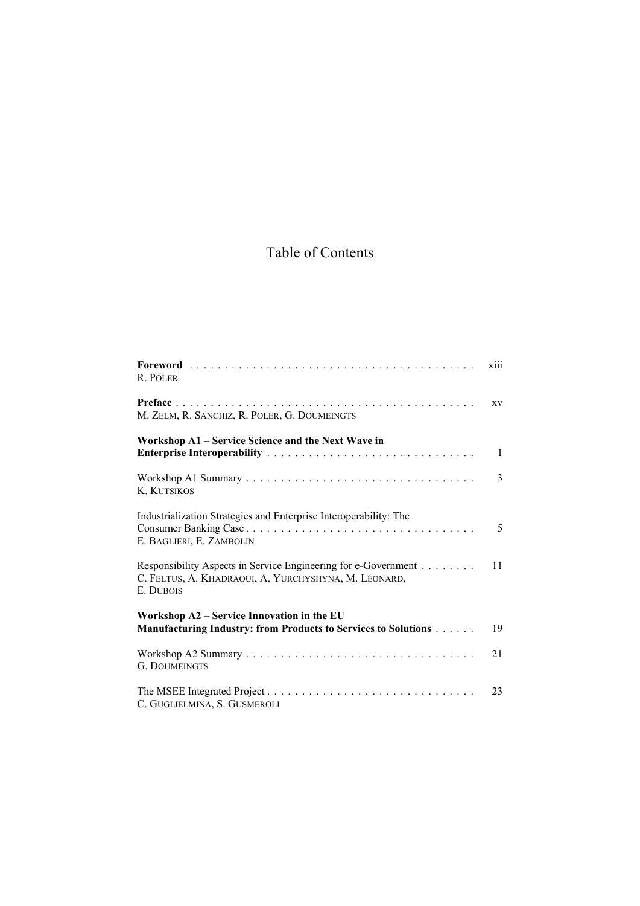# Table of Contents

**Foreword** . . . . . . . . . . . . . . . . . . . . . . . . . . . . . . . . . . . . . . . . xiii
R. POLER

**Preface** . . . . . . . . . . . . . . . . . . . . . . . . . . . . . . . . . . . . . . . . . . . xv
M. ZELM, R. SANCHIZ, R. POLER, G. DOUMEINGTS

**Workshop A1 – Service Science and the Next Wave in Enterprise Interoperability** . . . . . . . . . . . . . . . . . . . . . . . . . . . . . 1

Workshop A1 Summary . . . . . . . . . . . . . . . . . . . . . . . . . . . . . . . . 3
K. KUTSIKOS

Industrialization Strategies and Enterprise Interoperability: The Consumer Banking Case . . . . . . . . . . . . . . . . . . . . . . . . . . . . . . . . 5
E. BAGLIERI, E. ZAMBOLIN

Responsibility Aspects in Service Engineering for e-Government . . . . . . . . 11
C. FELTUS, A. KHADRAOUI, A. YURCHYSHYNA, M. LÉONARD, E. DUBOIS

**Workshop A2 – Service Innovation in the EU Manufacturing Industry: from Products to Services to Solutions** . . . . . . 19

Workshop A2 Summary . . . . . . . . . . . . . . . . . . . . . . . . . . . . . . . . 21
G. DOUMEINGTS

The MSEE Integrated Project . . . . . . . . . . . . . . . . . . . . . . . . . . . . . . 23
C. GUGLIELMINA, S. GUSMEROLI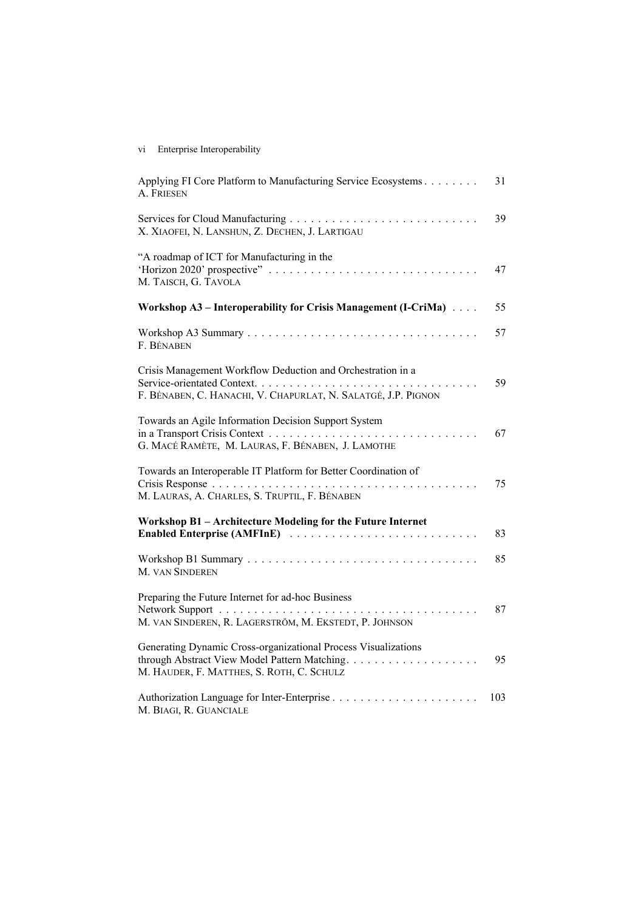Applying FI Core Platform to Manufacturing Service Ecosystems . . . . . . . . 31
A. FRIESEN

Services for Cloud Manufacturing . . . . . . . . . . . . . . . . . . . . . . . . . . . . 39
X. XIAOFEI, N. LANSHUN, Z. DECHEN, J. LARTIGAU

"A roadmap of ICT for Manufacturing in the 'Horizon 2020' prospective" . . . . . . . . . . . . . . . . . . . . . . . . . . . . . . 47
M. TAISCH, G. TAVOLA

**Workshop A3 – Interoperability for Crisis Management (I-CriMa)** . . . . 55

Workshop A3 Summary . . . . . . . . . . . . . . . . . . . . . . . . . . . . . . . . . 57
F. BÉNABEN

Crisis Management Workflow Deduction and Orchestration in a Service-orientated Context. . . . . . . . . . . . . . . . . . . . . . . . . . . . . . . . 59
F. BÉNABEN, C. HANACHI, V. CHAPURLAT, N. SALATGÉ, J.P. PIGNON

Towards an Agile Information Decision Support System in a Transport Crisis Context . . . . . . . . . . . . . . . . . . . . . . . . . . . . . . 67
G. MACÉ RAMÈTE, M. LAURAS, F. BÉNABEN, J. LAMOTHE

Towards an Interoperable IT Platform for Better Coordination of Crisis Response . . . . . . . . . . . . . . . . . . . . . . . . . . . . . . . . . . . . . . 75
M. LAURAS, A. CHARLES, S. TRUPTIL, F. BÉNABEN

**Workshop B1 – Architecture Modeling for the Future Internet Enabled Enterprise (AMFInE)** . . . . . . . . . . . . . . . . . . . . . . . . . . . 83

Workshop B1 Summary . . . . . . . . . . . . . . . . . . . . . . . . . . . . . . . . . 85
M. VAN SINDEREN

Preparing the Future Internet for ad-hoc Business Network Support . . . . . . . . . . . . . . . . . . . . . . . . . . . . . . . . . . . . . . 87
M. VAN SINDEREN, R. LAGERSTRÖM, M. EKSTEDT, P. JOHNSON

Generating Dynamic Cross-organizational Process Visualizations through Abstract View Model Pattern Matching. . . . . . . . . . . . . . . . . . . 95
M. HAUDER, F. MATTHES, S. ROTH, C. SCHULZ

Authorization Language for Inter-Enterprise . . . . . . . . . . . . . . . . . . . . . 103
M. BIAGI, R. GUANCIALE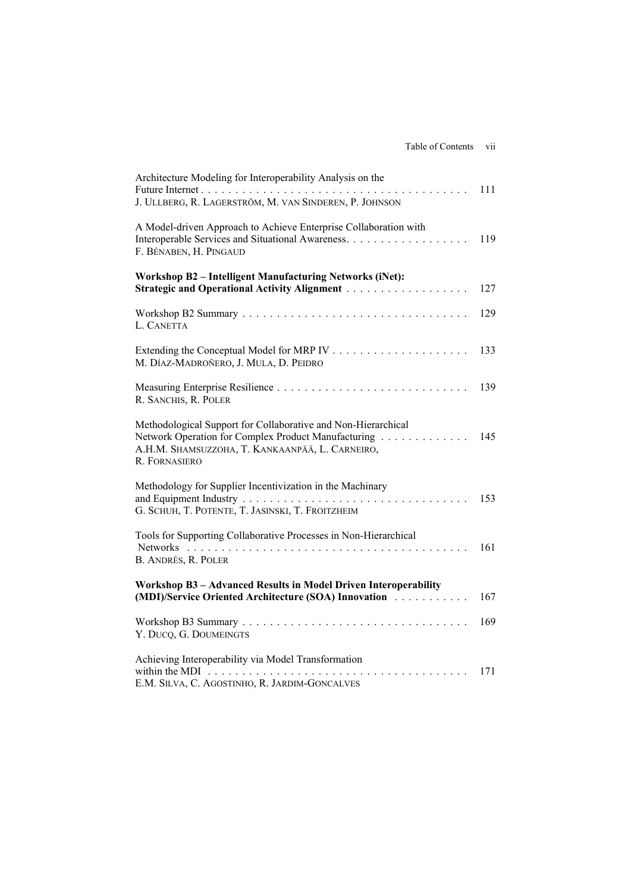Architecture Modeling for Interoperability Analysis on the Future Internet . . . . . . . . . . . . . . . . . . . . . . . . . . . . . . . . . . . . . . . . 111
J. ULLBERG, R. LAGERSTRÖM, M. VAN SINDEREN, P. JOHNSON

A Model-driven Approach to Achieve Enterprise Collaboration with Interoperable Services and Situational Awareness. . . . . . . . . . . . . . . . . . 119
F. BÉNABEN, H. PINGAUD

**Workshop B2 – Intelligent Manufacturing Networks (iNet): Strategic and Operational Activity Alignment . . . . . . . . . . . . . . . . . . 127**

Workshop B2 Summary . . . . . . . . . . . . . . . . . . . . . . . . . . . . . . . . . 129
L. CANETTA

Extending the Conceptual Model for MRP IV . . . . . . . . . . . . . . . . . . . . 133
M. DÍAZ-MADROÑERO, J. MULA, D. PEIDRO

Measuring Enterprise Resilience . . . . . . . . . . . . . . . . . . . . . . . . . . . . 139
R. SANCHIS, R. POLER

Methodological Support for Collaborative and Non-Hierarchical Network Operation for Complex Product Manufacturing . . . . . . . . . . . . . 145
A.H.M. SHAMSUZZOHA, T. KANKAANPÄÄ, L. CARNEIRO, R. FORNASIERO

Methodology for Supplier Incentivization in the Machinary and Equipment Industry . . . . . . . . . . . . . . . . . . . . . . . . . . . . . . . . . . 153
G. SCHUH, T. POTENTE, T. JASINSKI, T. FROITZHEIM

Tools for Supporting Collaborative Processes in Non-Hierarchical Networks . . . . . . . . . . . . . . . . . . . . . . . . . . . . . . . . . . . . . . . . . 161
B. ANDRÉS, R. POLER

**Workshop B3 – Advanced Results in Model Driven Interoperability (MDI)/Service Oriented Architecture (SOA) Innovation . . . . . . . . . . . 167**

Workshop B3 Summary . . . . . . . . . . . . . . . . . . . . . . . . . . . . . . . . . 169
Y. DUCQ, G. DOUMEINGTS

Achieving Interoperability via Model Transformation within the MDI . . . . . . . . . . . . . . . . . . . . . . . . . . . . . . . . . . . . . . . 171
E.M. SILVA, C. AGOSTINHO, R. JARDIM-GONCALVES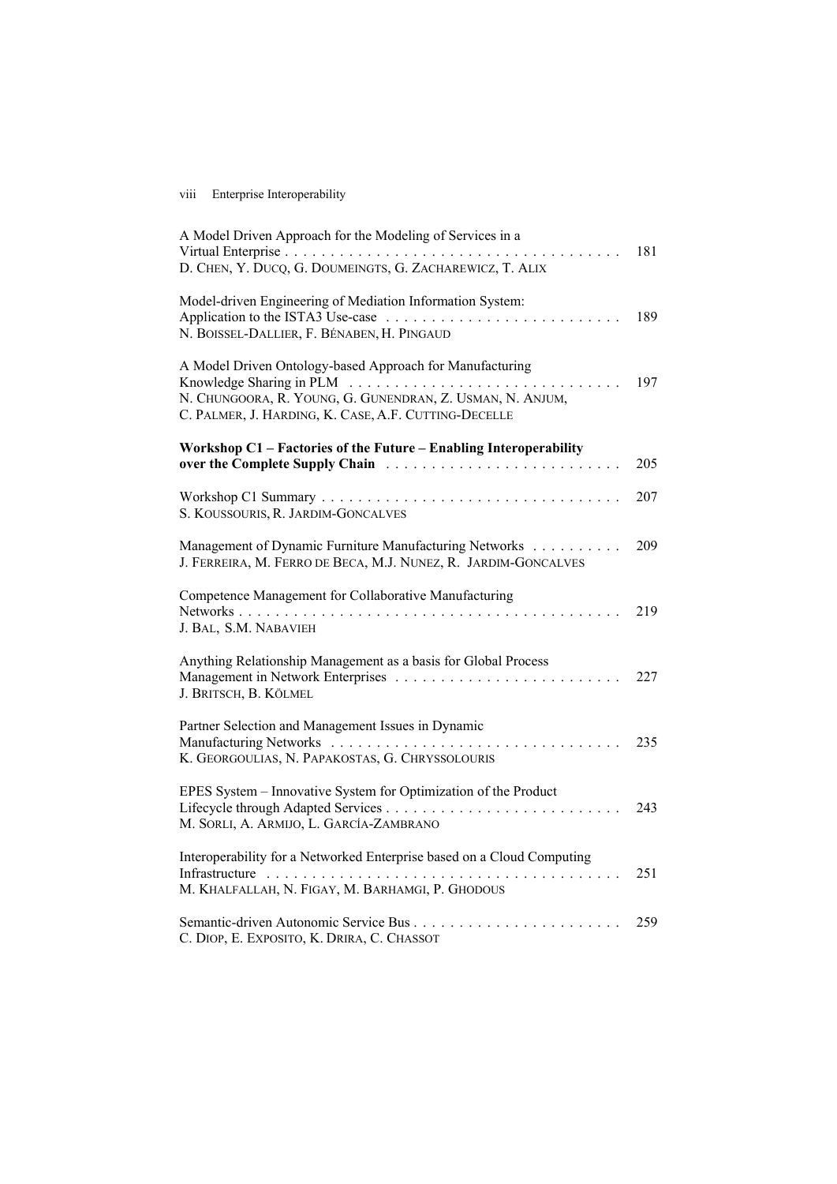A Model Driven Approach for the Modeling of Services in a Virtual Enterprise . . . . . . . . . . . . . . . . . . . . . . . . . . . . . . . . . . . . . 181
D. CHEN, Y. DUCQ, G. DOUMEINGTS, G. ZACHAREWICZ, T. ALIX

Model-driven Engineering of Mediation Information System: Application to the ISTA3 Use-case . . . . . . . . . . . . . . . . . . . . . . . . . . . 189
N. BOISSEL-DALLIER, F. BÉNABEN, H. PINGAUD

A Model Driven Ontology-based Approach for Manufacturing Knowledge Sharing in PLM . . . . . . . . . . . . . . . . . . . . . . . . . . . . . . . 197
N. CHUNGOORA, R. YOUNG, G. GUNENDRAN, Z. USMAN, N. ANJUM, C. PALMER, J. HARDING, K. CASE, A.F. CUTTING-DECELLE

**Workshop C1 – Factories of the Future – Enabling Interoperability over the Complete Supply Chain** . . . . . . . . . . . . . . . . . . . . . . . . . . 205

Workshop C1 Summary . . . . . . . . . . . . . . . . . . . . . . . . . . . . . . . . . 207
S. KOUSSOURIS, R. JARDIM-GONCALVES

Management of Dynamic Furniture Manufacturing Networks . . . . . . . . . . 209
J. FERREIRA, M. FERRO DE BECA, M.J. NUNEZ, R. JARDIM-GONCALVES

Competence Management for Collaborative Manufacturing Networks . . . . . . . . . . . . . . . . . . . . . . . . . . . . . . . . . . . . . . . . . . 219
J. BAL, S.M. NABAVIEH

Anything Relationship Management as a basis for Global Process Management in Network Enterprises . . . . . . . . . . . . . . . . . . . . . . . . . 227
J. BRITSCH, B. KÖLMEL

Partner Selection and Management Issues in Dynamic Manufacturing Networks . . . . . . . . . . . . . . . . . . . . . . . . . . . . . . . . 235
K. GEORGOULIAS, N. PAPAKOSTAS, G. CHRYSSOLOURIS

EPES System – Innovative System for Optimization of the Product Lifecycle through Adapted Services . . . . . . . . . . . . . . . . . . . . . . . . . . 243
M. SORLI, A. ARMIJO, L. GARCÍA-ZAMBRANO

Interoperability for a Networked Enterprise based on a Cloud Computing Infrastructure . . . . . . . . . . . . . . . . . . . . . . . . . . . . . . . . . . . . . . . 251
M. KHALFALLAH, N. FIGAY, M. BARHAMGI, P. GHODOUS

Semantic-driven Autonomic Service Bus . . . . . . . . . . . . . . . . . . . . . . . 259
C. DIOP, E. EXPOSITO, K. DRIRA, C. CHASSOT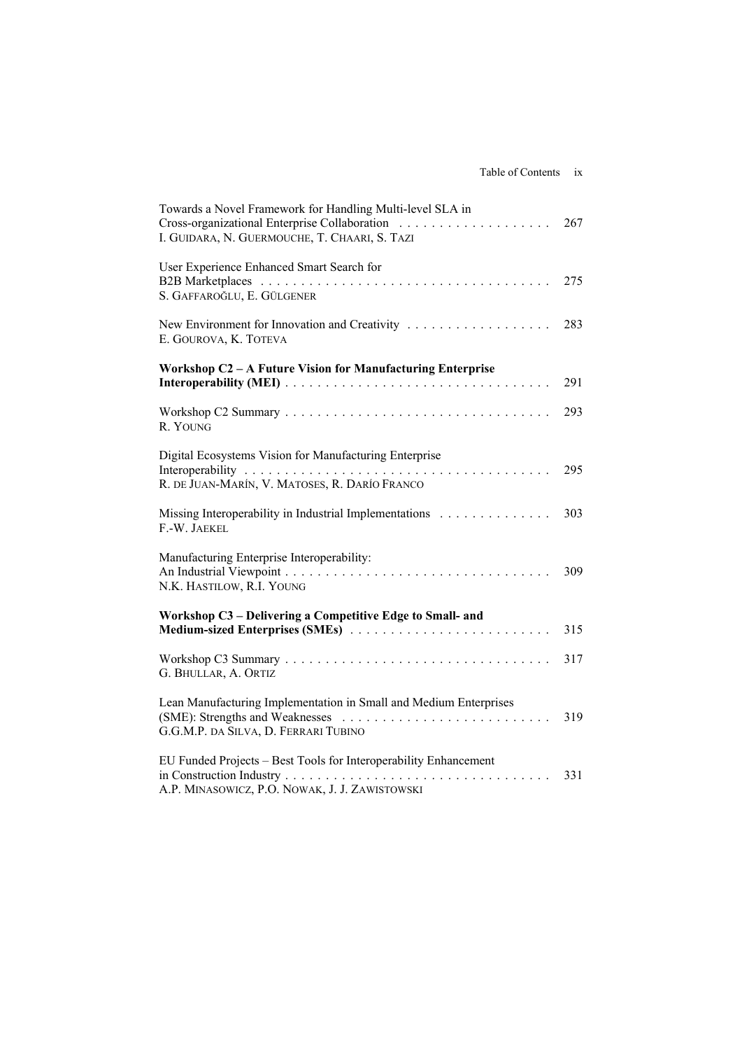Towards a Novel Framework for Handling Multi-level SLA in Cross-organizational Enterprise Collaboration . . . . . . . . . . . . . . . . . . . 267
I. Guidara, N. Guermouche, T. Chaari, S. Tazi

User Experience Enhanced Smart Search for B2B Marketplaces . . . . . . . . . . . . . . . . . . . . . . . . . . . . . . . . . . . 275
S. Gaffaroğlu, E. Gülgener

New Environment for Innovation and Creativity . . . . . . . . . . . . . . . . . 283
E. Gourova, K. Toteva

**Workshop C2 – A Future Vision for Manufacturing Enterprise Interoperability (MEI) . . . . . . . . . . . . . . . . . . . . . . . . . . . . . . . . 291**

Workshop C2 Summary . . . . . . . . . . . . . . . . . . . . . . . . . . . . . . . . 293
R. Young

Digital Ecosystems Vision for Manufacturing Enterprise Interoperability . . . . . . . . . . . . . . . . . . . . . . . . . . . . . . . . . . . . . . 295
R. de Juan-Marín, V. Matoses, R. Darío Franco

Missing Interoperability in Industrial Implementations . . . . . . . . . . . . . 303
F.-W. Jaekel

Manufacturing Enterprise Interoperability: An Industrial Viewpoint . . . . . . . . . . . . . . . . . . . . . . . . . . . . . . . . 309
N.K. Hastilow, R.I. Young

**Workshop C3 – Delivering a Competitive Edge to Small- and Medium-sized Enterprises (SMEs) . . . . . . . . . . . . . . . . . . . . . . . . 315**

Workshop C3 Summary . . . . . . . . . . . . . . . . . . . . . . . . . . . . . . . . 317
G. Bhullar, A. Ortiz

Lean Manufacturing Implementation in Small and Medium Enterprises (SME): Strengths and Weaknesses . . . . . . . . . . . . . . . . . . . . . . . . . . 319
G.G.M.P. da Silva, D. Ferrari Tubino

EU Funded Projects – Best Tools for Interoperability Enhancement in Construction Industry . . . . . . . . . . . . . . . . . . . . . . . . . . . . . . . . . 331
A.P. Minasowicz, P.O. Nowak, J. J. Zawistowski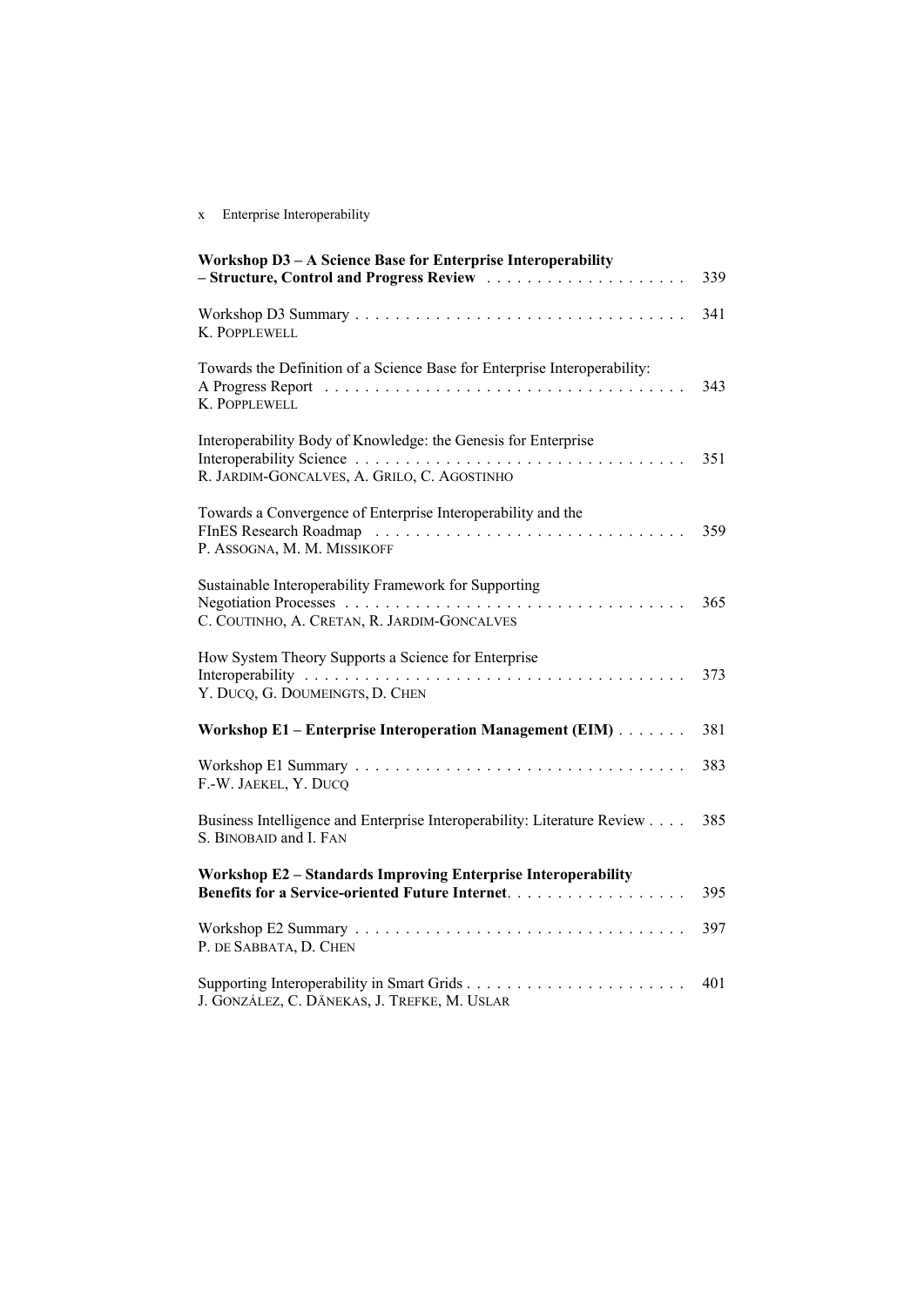**Workshop D3 – A Science Base for Enterprise Interoperability – Structure, Control and Progress Review** . . . . . . . . . . . . . . . . . . . . 339

Workshop D3 Summary . . . . . . . . . . . . . . . . . . . . . . . . . . . . . . . . . 341
K. POPPLEWELL

Towards the Definition of a Science Base for Enterprise Interoperability: A Progress Report . . . . . . . . . . . . . . . . . . . . . . . . . . . . . . . . . . . 343
K. POPPLEWELL

Interoperability Body of Knowledge: the Genesis for Enterprise Interoperability Science . . . . . . . . . . . . . . . . . . . . . . . . . . . . . . . . . 351
R. JARDIM-GONCALVES, A. GRILO, C. AGOSTINHO

Towards a Convergence of Enterprise Interoperability and the FInES Research Roadmap . . . . . . . . . . . . . . . . . . . . . . . . . . . . . . . 359
P. ASSOGNA, M. M. MISSIKOFF

Sustainable Interoperability Framework for Supporting Negotiation Processes . . . . . . . . . . . . . . . . . . . . . . . . . . . . . . . . . . 365
C. COUTINHO, A. CRETAN, R. JARDIM-GONCALVES

How System Theory Supports a Science for Enterprise Interoperability . . . . . . . . . . . . . . . . . . . . . . . . . . . . . . . . . . . . . . 373
Y. DUCQ, G. DOUMEINGTS, D. CHEN

**Workshop E1 – Enterprise Interoperation Management (EIM)** . . . . . . . 381

Workshop E1 Summary . . . . . . . . . . . . . . . . . . . . . . . . . . . . . . . . . 383
F.-W. JAEKEL, Y. DUCQ

Business Intelligence and Enterprise Interoperability: Literature Review . . . . 385
S. BINOBAID and I. FAN

**Workshop E2 – Standards Improving Enterprise Interoperability Benefits for a Service-oriented Future Internet** . . . . . . . . . . . . . . . . . . 395

Workshop E2 Summary . . . . . . . . . . . . . . . . . . . . . . . . . . . . . . . . . 397
P. DE SABBATA, D. CHEN

Supporting Interoperability in Smart Grids . . . . . . . . . . . . . . . . . . . . . . 401
J. GONZÁLEZ, C. DÄNEKAS, J. TREFKE, M. USLAR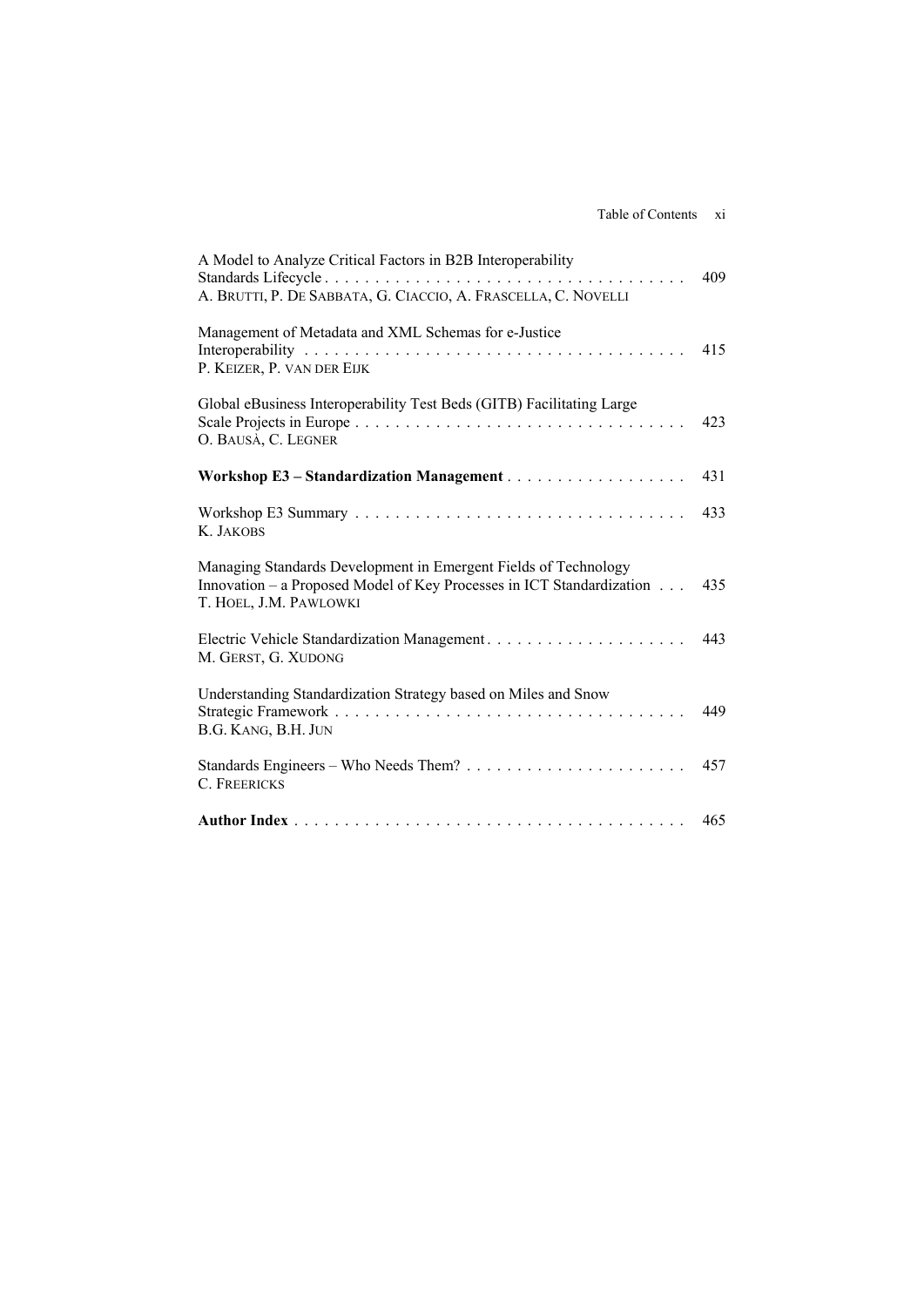A Model to Analyze Critical Factors in B2B Interoperability Standards Lifecycle . . . . . . . . . . . . . . . . . . . . . . . . . . . . . . . . . . . . . 409
A. BRUTTI, P. DE SABBATA, G. CIACCIO, A. FRASCELLA, C. NOVELLI

Management of Metadata and XML Schemas for e-Justice Interoperability . . . . . . . . . . . . . . . . . . . . . . . . . . . . . . . . . . . . . . 415
P. KEIZER, P. VAN DER EIJK

Global eBusiness Interoperability Test Beds (GITB) Facilitating Large Scale Projects in Europe . . . . . . . . . . . . . . . . . . . . . . . . . . . . . . . . . 423
O. BAUSÀ, C. LEGNER

**Workshop E3 – Standardization Management** . . . . . . . . . . . . . . . . . . 431

Workshop E3 Summary . . . . . . . . . . . . . . . . . . . . . . . . . . . . . . . . . 433
K. JAKOBS

Managing Standards Development in Emergent Fields of Technology Innovation – a Proposed Model of Key Processes in ICT Standardization . . . 435
T. HOEL, J.M. PAWLOWKI

Electric Vehicle Standardization Management . . . . . . . . . . . . . . . . . . . . 443
M. GERST, G. XUDONG

Understanding Standardization Strategy based on Miles and Snow Strategic Framework . . . . . . . . . . . . . . . . . . . . . . . . . . . . . . . . . . . 449
B.G. KANG, B.H. JUN

Standards Engineers – Who Needs Them? . . . . . . . . . . . . . . . . . . . . . . 457
C. FREERICKS

**Author Index** . . . . . . . . . . . . . . . . . . . . . . . . . . . . . . . . . . . . . . 465